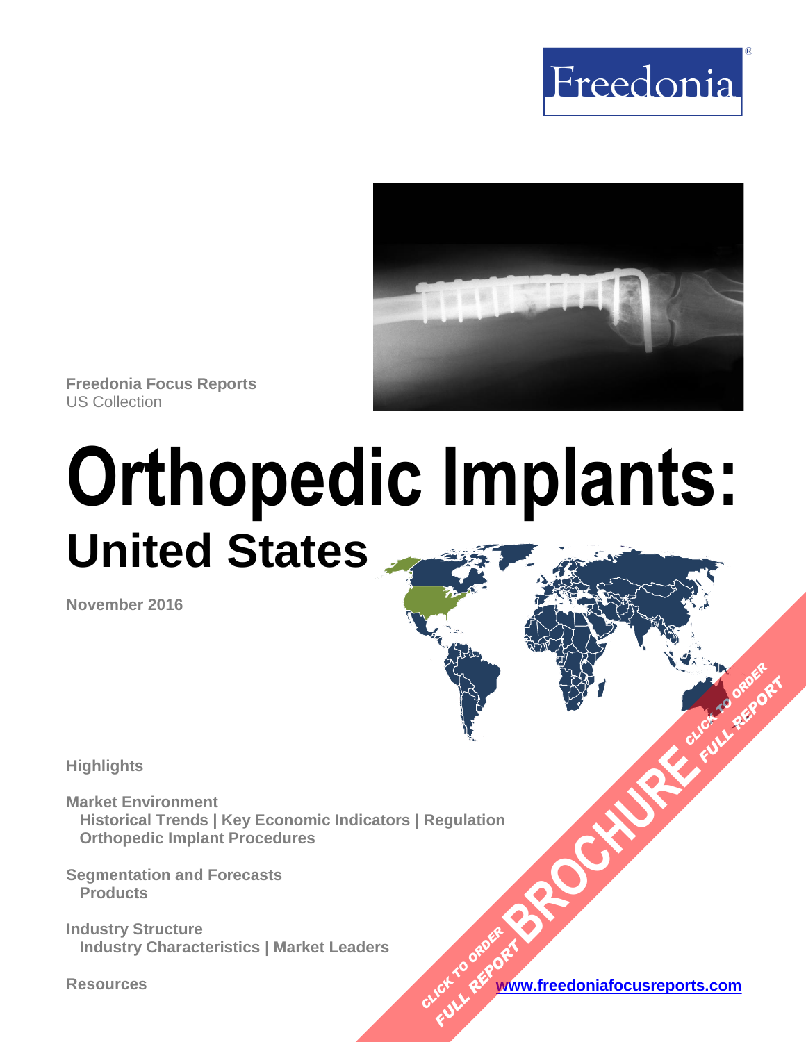Freedonia

Freedonia Focus Reports
US Collection

# Orthopedic Implants:
## United States

November 2016

**Highlights**

**Market Environment**
Historical Trends | Key Economic Indicators | Regulation
Orthopedic Implant Procedures

**Segmentation and Forecasts**
Products

**Industry Structure**
Industry Characteristics | Market Leaders

**Resources**

CLICK TO ORDER FULL REPORT BROCHURE CLICK TO ORDER FULL REPORT

www.freedoniafocusreports.com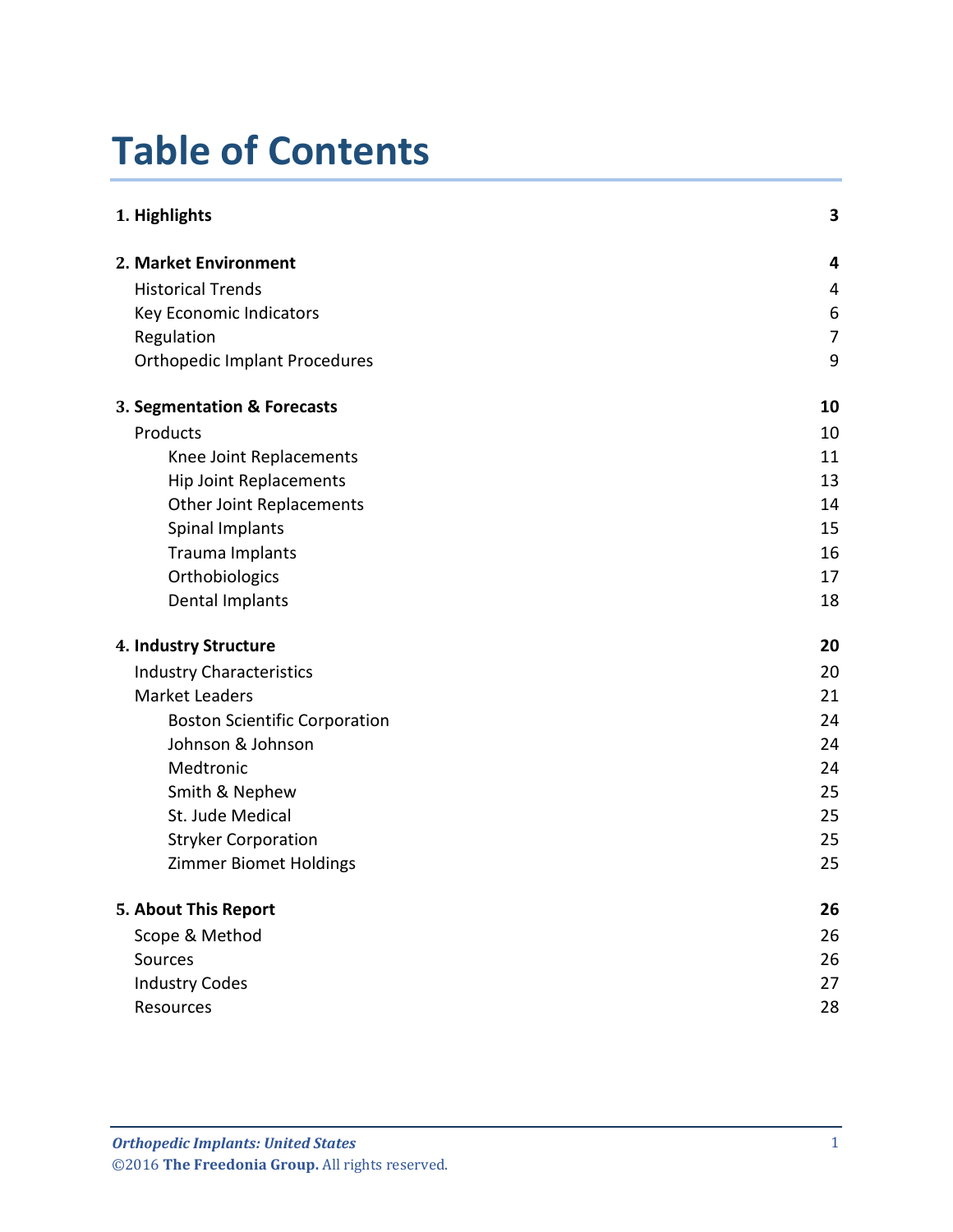# Table of Contents

| | |
|---|---|
| **1. Highlights** | **3** |
| **2. Market Environment** | **4** |
| Historical Trends | 4 |
| Key Economic Indicators | 6 |
| Regulation | 7 |
| Orthopedic Implant Procedures | 9 |
| **3. Segmentation & Forecasts** | **10** |
| Products | 10 |
| Knee Joint Replacements | 11 |
| Hip Joint Replacements | 13 |
| Other Joint Replacements | 14 |
| Spinal Implants | 15 |
| Trauma Implants | 16 |
| Orthobiologics | 17 |
| Dental Implants | 18 |
| **4. Industry Structure** | **20** |
| Industry Characteristics | 20 |
| Market Leaders | 21 |
| Boston Scientific Corporation | 24 |
| Johnson & Johnson | 24 |
| Medtronic | 24 |
| Smith & Nephew | 25 |
| St. Jude Medical | 25 |
| Stryker Corporation | 25 |
| Zimmer Biomet Holdings | 25 |
| **5. About This Report** | **26** |
| Scope & Method | 26 |
| Sources | 26 |
| Industry Codes | 27 |
| Resources | 28 |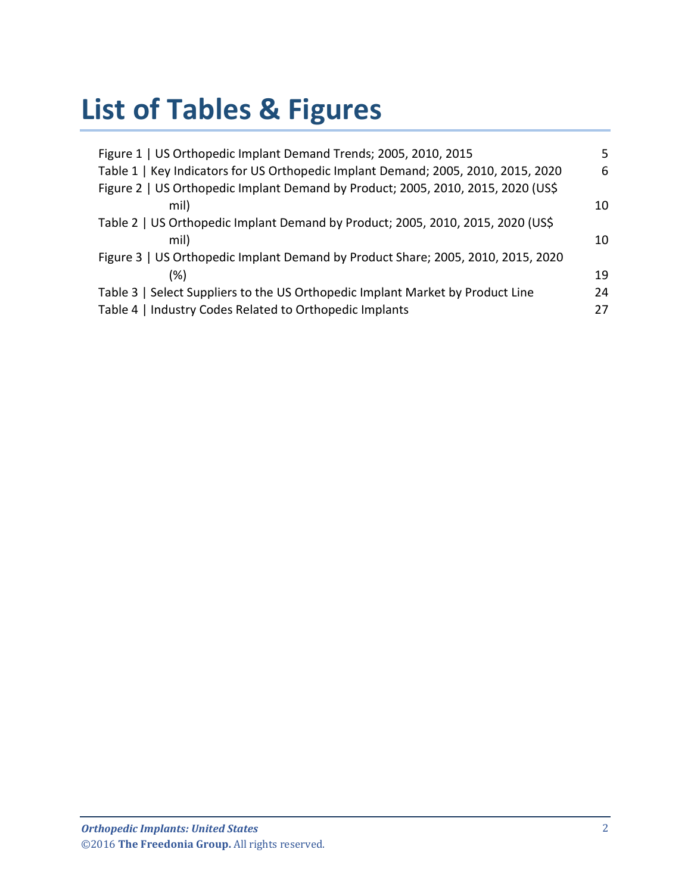# List of Tables & Figures

| | |
|---|---|
| Figure 1 \| US Orthopedic Implant Demand Trends; 2005, 2010, 2015 | 5 |
| Table 1 \| Key Indicators for US Orthopedic Implant Demand; 2005, 2010, 2015, 2020 | 6 |
| Figure 2 \| US Orthopedic Implant Demand by Product; 2005, 2010, 2015, 2020 (US$ mil) | 10 |
| Table 2 \| US Orthopedic Implant Demand by Product; 2005, 2010, 2015, 2020 (US$ mil) | 10 |
| Figure 3 \| US Orthopedic Implant Demand by Product Share; 2005, 2010, 2015, 2020 (%) | 19 |
| Table 3 \| Select Suppliers to the US Orthopedic Implant Market by Product Line | 24 |
| Table 4 \| Industry Codes Related to Orthopedic Implants | 27 |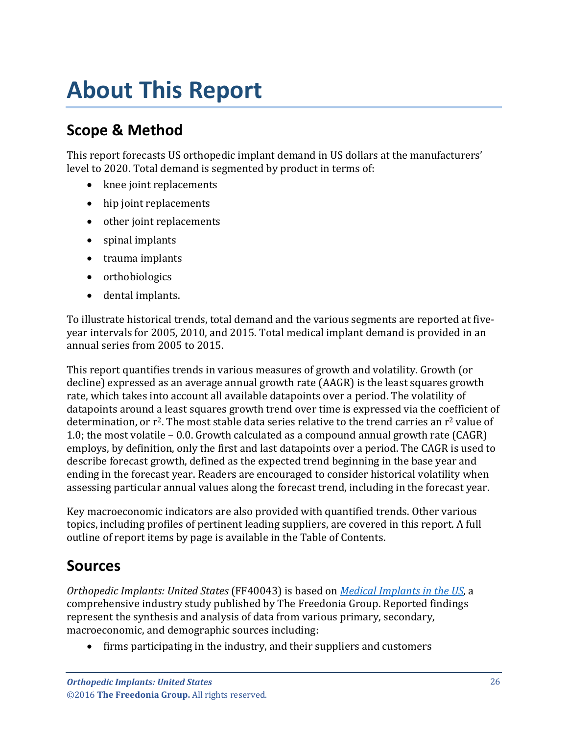# About This Report

## Scope & Method

This report forecasts US orthopedic implant demand in US dollars at the manufacturers' level to 2020. Total demand is segmented by product in terms of:

- knee joint replacements
- hip joint replacements
- other joint replacements
- spinal implants
- trauma implants
- orthobiologics
- dental implants.

To illustrate historical trends, total demand and the various segments are reported at five-year intervals for 2005, 2010, and 2015. Total medical implant demand is provided in an annual series from 2005 to 2015.

This report quantifies trends in various measures of growth and volatility. Growth (or decline) expressed as an average annual growth rate (AAGR) is the least squares growth rate, which takes into account all available datapoints over a period. The volatility of datapoints around a least squares growth trend over time is expressed via the coefficient of determination, or $r^2$. The most stable data series relative to the trend carries an $r^2$ value of 1.0; the most volatile – 0.0. Growth calculated as a compound annual growth rate (CAGR) employs, by definition, only the first and last datapoints over a period. The CAGR is used to describe forecast growth, defined as the expected trend beginning in the base year and ending in the forecast year. Readers are encouraged to consider historical volatility when assessing particular annual values along the forecast trend, including in the forecast year.

Key macroeconomic indicators are also provided with quantified trends. Other various topics, including profiles of pertinent leading suppliers, are covered in this report. A full outline of report items by page is available in the Table of Contents.

## Sources

*Orthopedic Implants: United States* (FF40043) is based on *Medical Implants in the US*, a comprehensive industry study published by The Freedonia Group. Reported findings represent the synthesis and analysis of data from various primary, secondary, macroeconomic, and demographic sources including:

- firms participating in the industry, and their suppliers and customers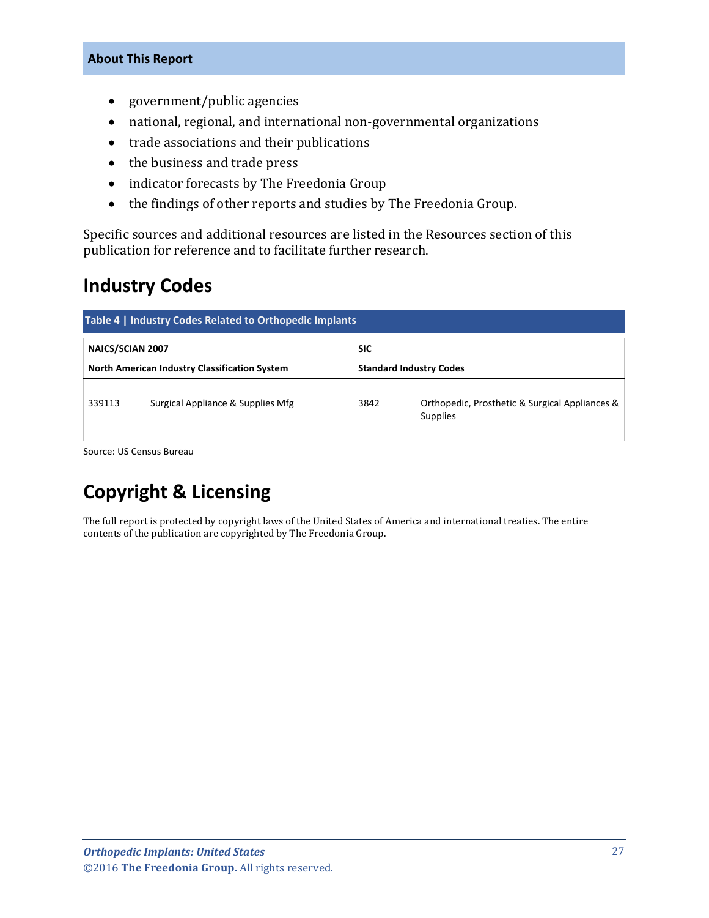- government/public agencies
- national, regional, and international non-governmental organizations
- trade associations and their publications
- the business and trade press
- indicator forecasts by The Freedonia Group
- the findings of other reports and studies by The Freedonia Group.

Specific sources and additional resources are listed in the Resources section of this publication for reference and to facilitate further research.

## Industry Codes

**Table 4 | Industry Codes Related to Orthopedic Implants**

| NAICS/SCIAN 2007 | | SIC | |
|---|---|---|---|
| **North American Industry Classification System** | | **Standard Industry Codes** | |
| 339113 | Surgical Appliance & Supplies Mfg | 3842 | Orthopedic, Prosthetic & Surgical Appliances & Supplies |

Source: US Census Bureau

## Copyright & Licensing

The full report is protected by copyright laws of the United States of America and international treaties. The entire contents of the publication are copyrighted by The Freedonia Group.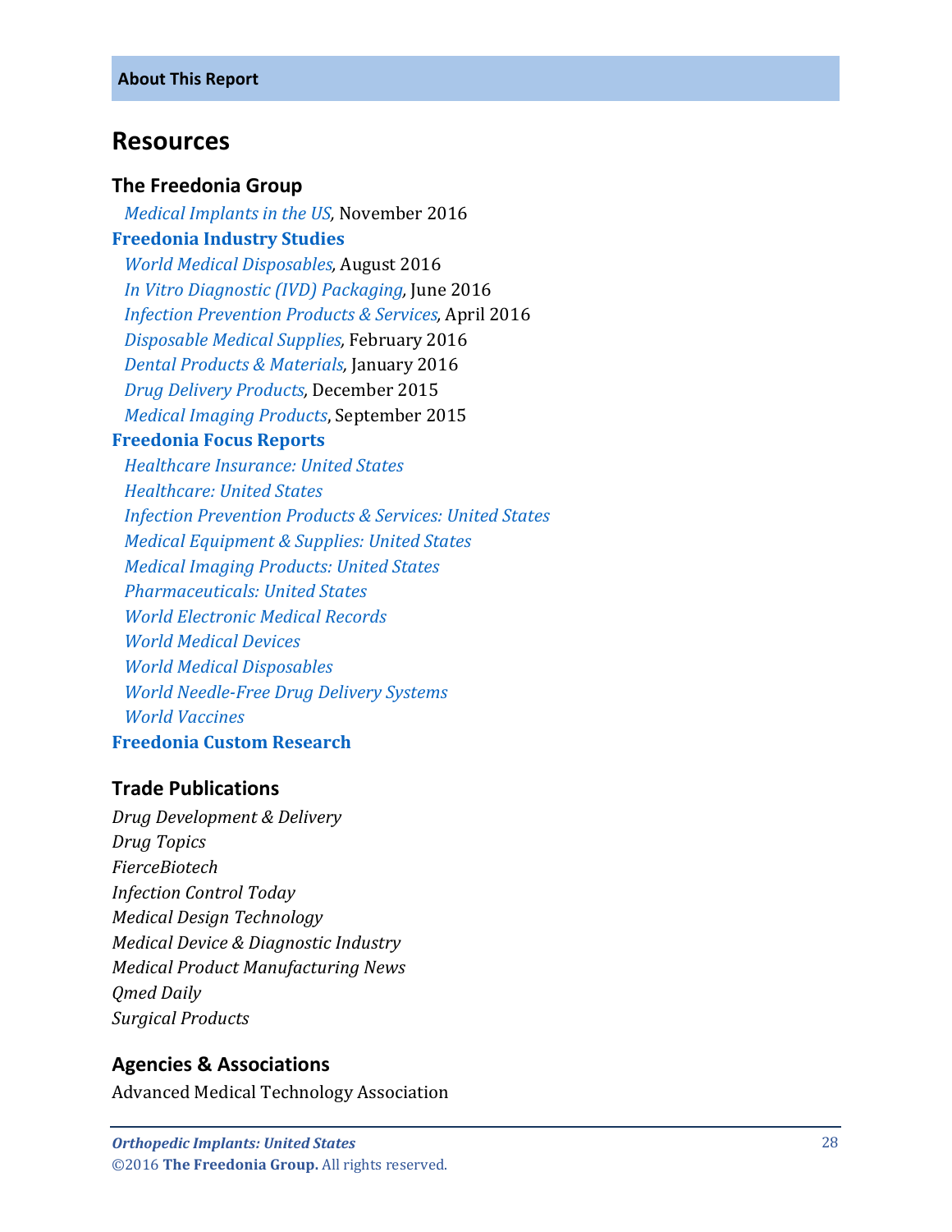**About This Report**

## Resources

### The Freedonia Group

*Medical Implants in the US*, November 2016

**Freedonia Industry Studies**

*World Medical Disposables*, August 2016
*In Vitro Diagnostic (IVD) Packaging*, June 2016
*Infection Prevention Products & Services*, April 2016
*Disposable Medical Supplies*, February 2016
*Dental Products & Materials*, January 2016
*Drug Delivery Products*, December 2015
*Medical Imaging Products*, September 2015

**Freedonia Focus Reports**

*Healthcare Insurance: United States*
*Healthcare: United States*
*Infection Prevention Products & Services: United States*
*Medical Equipment & Supplies: United States*
*Medical Imaging Products: United States*
*Pharmaceuticals: United States*
*World Electronic Medical Records*
*World Medical Devices*
*World Medical Disposables*
*World Needle-Free Drug Delivery Systems*
*World Vaccines*

**Freedonia Custom Research**

### Trade Publications

*Drug Development & Delivery*
*Drug Topics*
*FierceBiotech*
*Infection Control Today*
*Medical Design Technology*
*Medical Device & Diagnostic Industry*
*Medical Product Manufacturing News*
*Qmed Daily*
*Surgical Products*

### Agencies & Associations

Advanced Medical Technology Association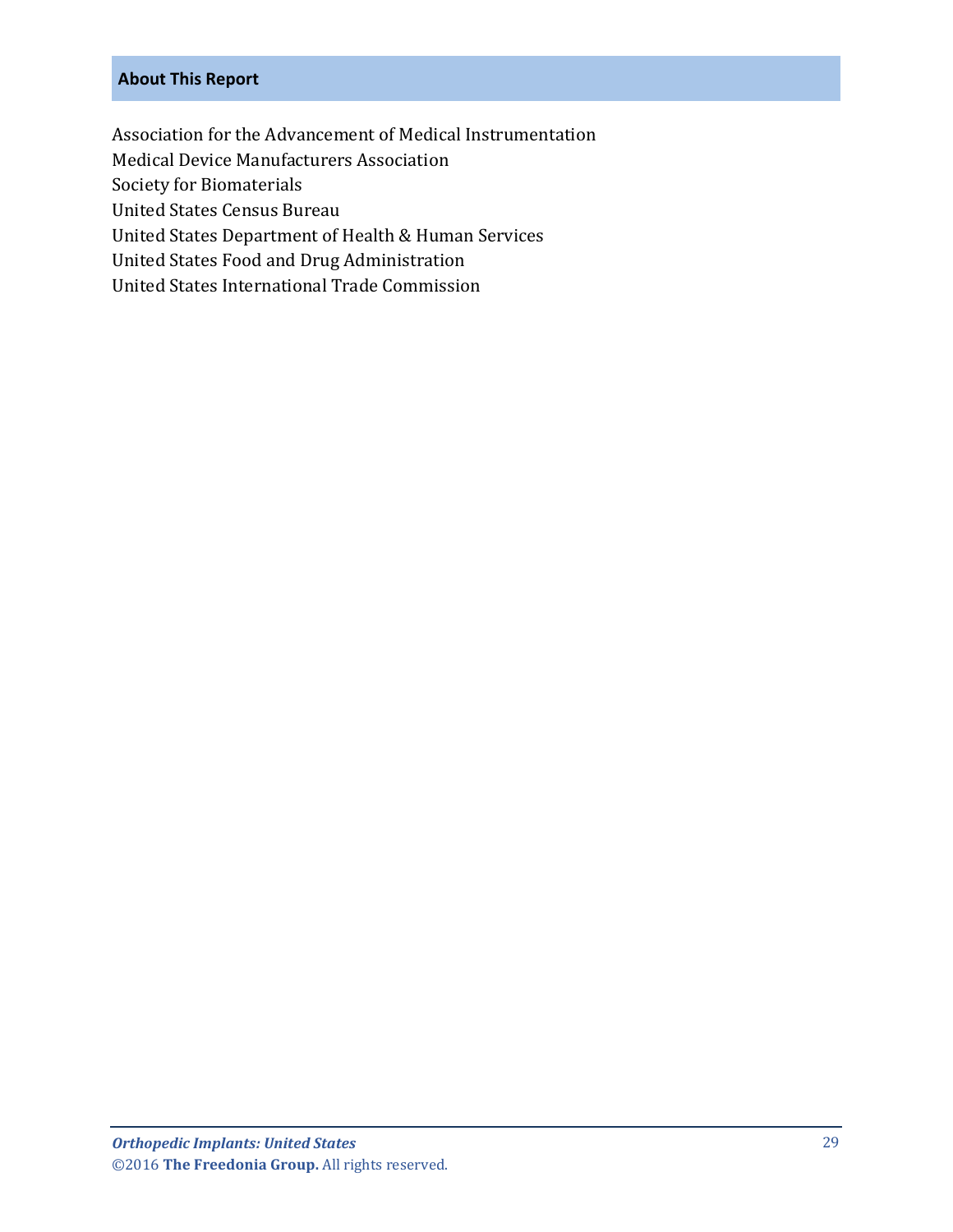## About This Report

Association for the Advancement of Medical Instrumentation
Medical Device Manufacturers Association
Society for Biomaterials
United States Census Bureau
United States Department of Health & Human Services
United States Food and Drug Administration
United States International Trade Commission